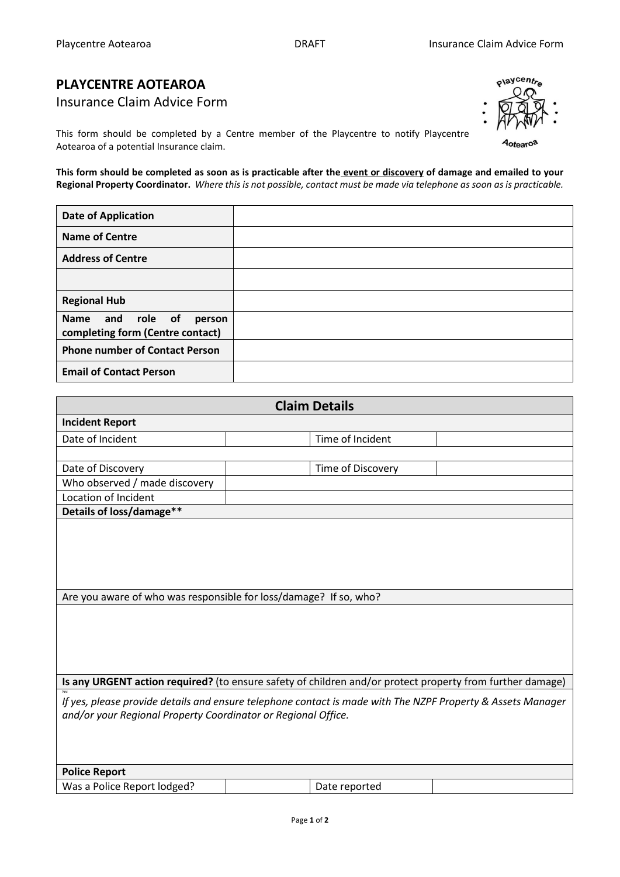# PLAYCENTRE AOTEAROA

Insurance Claim Advice Form

This form should be completed by a Centre member of the Playcentre to notify Playcentre Aotearoa of a potential Insurance claim.

**This form should be completed as soon as is practicable after the event or discovery of damage and emailed to your Regional Property Coordinator.** *Where this is not possible, contact must be made via telephone as soon as is practicable.*

| | |
|---|---|
| **Date of Application** | |
| **Name of Centre** | |
| **Address of Centre** | |
| | |
| **Regional Hub** | |
| **Name and role of person completing form (Centre contact)** | |
| **Phone number of Contact Person** | |
| **Email of Contact Person** | |

| **Claim Details** | | | |
|---|---|---|---|
| **Incident Report** | | | |
| Date of Incident | | Time of Incident | |
| | | | |
| Date of Discovery | | Time of Discovery | |
| Who observed / made discovery | | | |
| Location of Incident | | | |
| **Details of loss/damage**** | | | |
| | | | |
| Are you aware of who was responsible for loss/damage? If so, who? | | | |
| | | | |
| **Is any URGENT action required?** (to ensure safety of children and/or protect property from further damage) | | | |
| Yes *If yes, please provide details and ensure telephone contact is made with The NZPF Property & Assets Manager and/or your Regional Property Coordinator or Regional Office.* | | | |
| **Police Report** | | | |
| Was a Police Report lodged? | | Date reported | |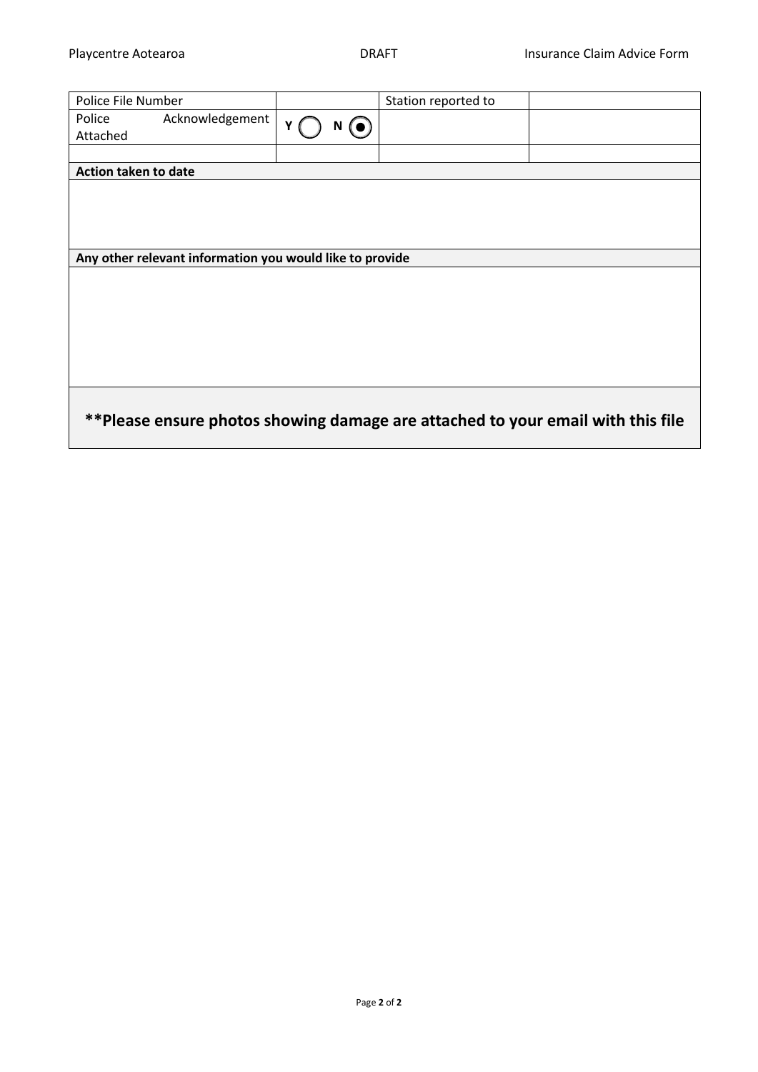| | | | |
|---|---|---|---|
| Police File Number | | Station reported to | |
| Police Acknowledgement Attached | Y ◯ N ◉ | | |
| | | | |

| **Action taken to date** |
|---|
| |

| **Any other relevant information you would like to provide** |
|---|
| |

**\*\*Please ensure photos showing damage are attached to your email with this file**